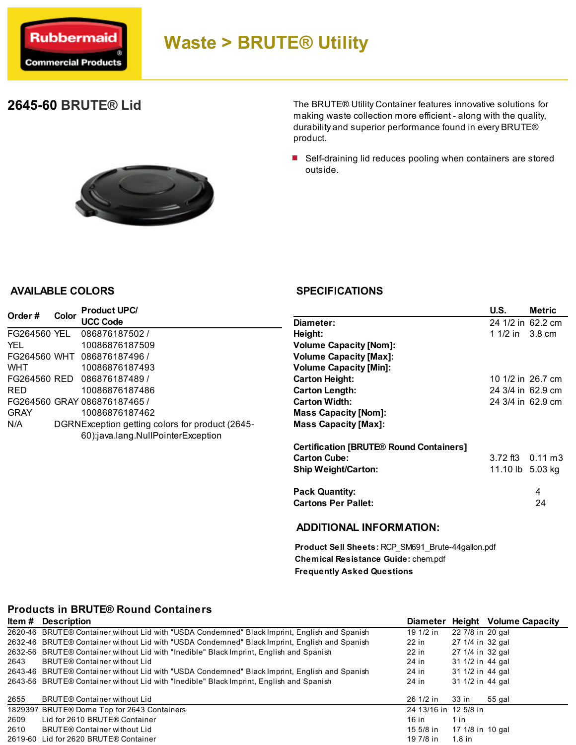# Waste > BRUTE® Utility

## 2645-60 BRUTE® Lid

The BRUTE® Utility Container features innovative solutions for making waste collection more efficient - along with the quality, durability and superior performance found in every BRUTE® product.

- Self-draining lid reduces pooling when containers are stored outside.

## AVAILABLE COLORS

| Order # | Color | Product UPC/ UCC Code |
|---|---|---|
| FG264560 YEL | YEL | 086876187502 / 10086876187509 |
| FG264560 WHT | WHT | 086876187496 / 10086876187493 |
| FG264560 RED | RED | 086876187489 / 10086876187486 |
| FG264560 GRAY | GRAY | 086876187465 / 10086876187462 |
| N/A | DGRN | Exception getting colors for product (2645-60):java.lang.NullPointerException |

## SPECIFICATIONS

| | U.S. | Metric |
|---|---|---|
| Diameter: | 24 1/2 in | 62.2 cm |
| Height: | 1 1/2 in | 3.8 cm |
| Volume Capacity [Nom]: | | |
| Volume Capacity [Max]: | | |
| Volume Capacity [Min]: | | |
| Carton Height: | 10 1/2 in | 26.7 cm |
| Carton Length: | 24 3/4 in | 62.9 cm |
| Carton Width: | 24 3/4 in | 62.9 cm |
| Mass Capacity [Nom]: | | |
| Mass Capacity [Max]: | | |
| Certification [BRUTE® Round Containers] | | |
| Carton Cube: | 3.72 ft3 | 0.11 m3 |
| Ship Weight/Carton: | 11.10 lb | 5.03 kg |
| Pack Quantity: | | 4 |
| Cartons Per Pallet: | | 24 |

## ADDITIONAL INFORMATION:

**Product Sell Sheets:** RCP_SM691_Brute-44gallon.pdf
**Chemical Resistance Guide:** chem.pdf
**Frequently Asked Questions**

## Products in BRUTE® Round Containers

| Item # | Description | Diameter | Height | Volume Capacity |
|---|---|---|---|---|
| 2620-46 | BRUTE® Container without Lid with "USDA Condemned" Black Imprint, English and Spanish | 19 1/2 in | 22 7/8 in | 20 gal |
| 2632-46 | BRUTE® Container without Lid with "USDA Condemned" Black Imprint, English and Spanish | 22 in | 27 1/4 in | 32 gal |
| 2632-56 | BRUTE® Container without Lid with "Inedible" Black Imprint, English and Spanish | 22 in | 27 1/4 in | 32 gal |
| 2643 | BRUTE® Container without Lid | 24 in | 31 1/2 in | 44 gal |
| 2643-46 | BRUTE® Container without Lid with "USDA Condemned" Black Imprint, English and Spanish | 24 in | 31 1/2 in | 44 gal |
| 2643-56 | BRUTE® Container without Lid with "Inedible" Black Imprint, English and Spanish | 24 in | 31 1/2 in | 44 gal |
| 2655 | BRUTE® Container without Lid | 26 1/2 in | 33 in | 55 gal |
| 1829397 | BRUTE® Dome Top for 2643 Containers | 24 13/16 in | 12 5/8 in | |
| 2609 | Lid for 2610 BRUTE® Container | 16 in | 1 in | |
| 2610 | BRUTE® Container without Lid | 15 5/8 in | 17 1/8 in | 10 gal |
| 2619-60 | Lid for 2620 BRUTE® Container | 19 7/8 in | 1.8 in | |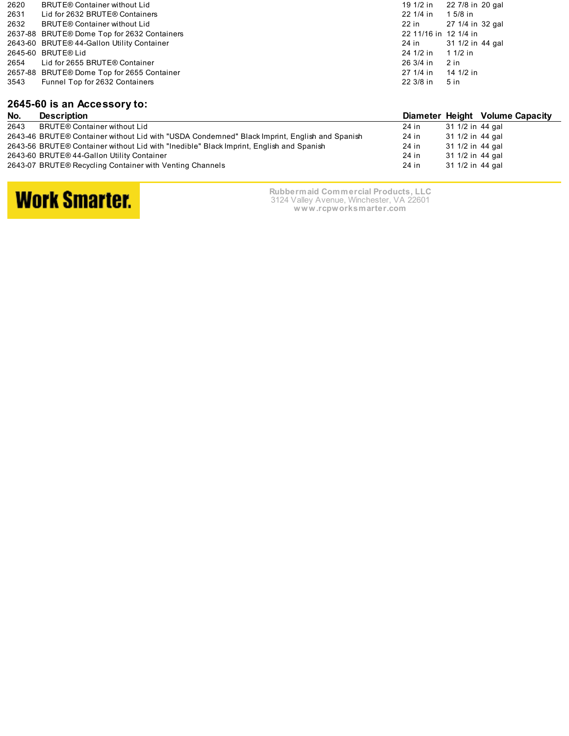| | | | | |
|---|---|---|---|---|
| 2620 | BRUTE® Container without Lid | 19 1/2 in | 22 7/8 in | 20 gal |
| 2631 | Lid for 2632 BRUTE® Containers | 22 1/4 in | 1 5/8 in | |
| 2632 | BRUTE® Container without Lid | 22 in | 27 1/4 in | 32 gal |
| 2637-88 | BRUTE® Dome Top for 2632 Containers | 22 11/16 in | 12 1/4 in | |
| 2643-60 | BRUTE® 44-Gallon Utility Container | 24 in | 31 1/2 in | 44 gal |
| 2645-60 | BRUTE® Lid | 24 1/2 in | 1 1/2 in | |
| 2654 | Lid for 2655 BRUTE® Container | 26 3/4 in | 2 in | |
| 2657-88 | BRUTE® Dome Top for 2655 Container | 27 1/4 in | 14 1/2 in | |
| 3543 | Funnel Top for 2632 Containers | 22 3/8 in | 5 in | |

## 2645-60 is an Accessory to:

| No. | Description | Diameter | Height | Volume Capacity |
|---|---|---|---|---|
| 2643 | BRUTE® Container without Lid | 24 in | 31 1/2 in | 44 gal |
| 2643-46 | BRUTE® Container without Lid with "USDA Condemned" Black Imprint, English and Spanish | 24 in | 31 1/2 in | 44 gal |
| 2643-56 | BRUTE® Container without Lid with "Inedible" Black Imprint, English and Spanish | 24 in | 31 1/2 in | 44 gal |
| 2643-60 | BRUTE® 44-Gallon Utility Container | 24 in | 31 1/2 in | 44 gal |
| 2643-07 | BRUTE® Recycling Container with Venting Channels | 24 in | 31 1/2 in | 44 gal |

**Work Smarter.**

**Rubbermaid Commercial Products, LLC**
3124 Valley Avenue, Winchester, VA 22601
**www.rcpworksmarter.com**